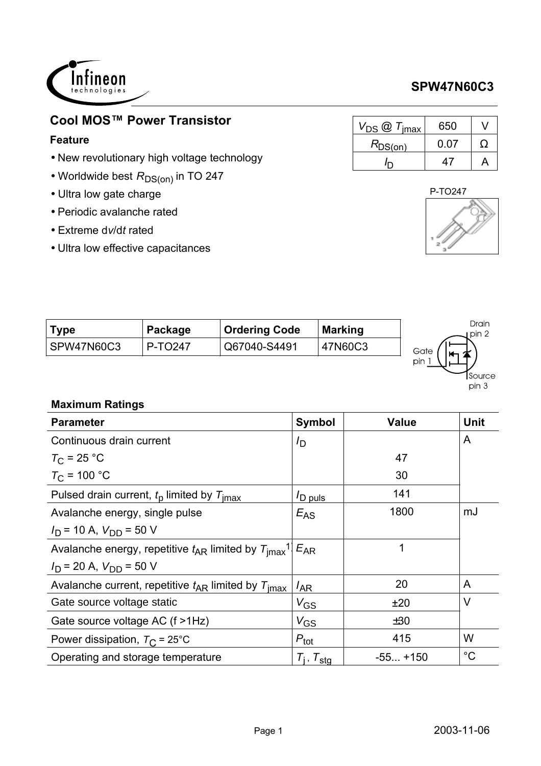# SPW47N60C3

## Cool MOS™ Power Transistor

### Feature

- New revolutionary high voltage technology
- Worldwide best $R_{DS(on)}$ in TO 247
- Ultra low gate charge
- Periodic avalanche rated
- Extreme d$v$/d$t$ rated
- Ultra low effective capacitances

| | | |
|---|---|---|
| $V_{DS}$ @ $T_{jmax}$ | 650 | V |
| $R_{DS(on)}$ | 0.07 | Ω |
| $I_D$ | 47 | A |

P-TO247

| Type | Package | Ordering Code | Marking |
|---|---|---|---|
| SPW47N60C3 | P-TO247 | Q67040-S4491 | 47N60C3 |

Drain pin 2

Gate pin 1

Source pin 3

### Maximum Ratings

| Parameter | Symbol | Value | Unit |
|---|---|---|---|
| Continuous drain current | $I_D$ | | A |
| $T_C$ = 25 °C | | 47 | |
| $T_C$ = 100 °C | | 30 | |
| Pulsed drain current, $t_p$ limited by $T_{jmax}$ | $I_{D\ puls}$ | 141 | |
| Avalanche energy, single pulse<br>$I_D$ = 10 A, $V_{DD}$ = 50 V | $E_{AS}$ | 1800 | mJ |
| Avalanche energy, repetitive $t_{AR}$ limited by $T_{jmax}$[1]<br>$I_D$ = 20 A, $V_{DD}$ = 50 V | $E_{AR}$ | 1 | |
| Avalanche current, repetitive $t_{AR}$ limited by $T_{jmax}$ | $I_{AR}$ | 20 | A |
| Gate source voltage static | $V_{GS}$ | ±20 | V |
| Gate source voltage AC (f >1Hz) | $V_{GS}$ | ±30 | |
| Power dissipation, $T_C$ = 25°C | $P_{tot}$ | 415 | W |
| Operating and storage temperature | $T_j$ , $T_{stg}$ | -55... +150 | °C |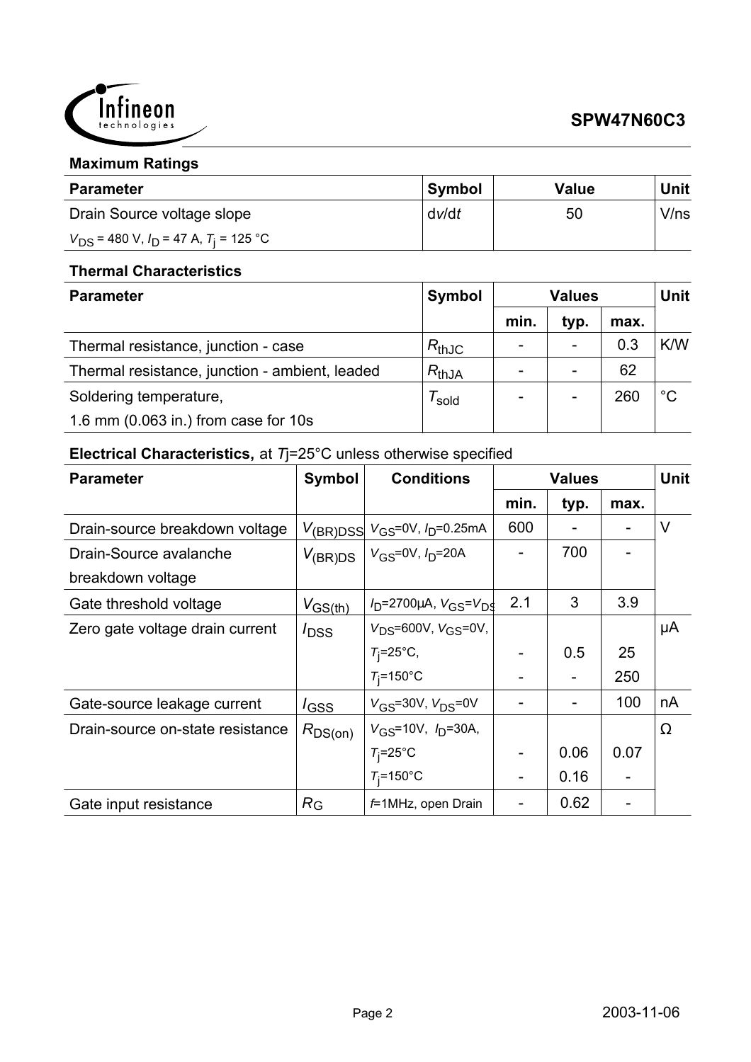### Maximum Ratings

| Parameter | Symbol | Value | Unit |
|---|---|---|---|
| Drain Source voltage slope<br>$V_{DS}$ = 480 V, $I_D$ = 47 A, $T_j$ = 125 °C | d$v$/d$t$ | 50 | V/ns |

### Thermal Characteristics

| Parameter | Symbol | Values | | | Unit |
|---|---|---|---|---|---|
| | | min. | typ. | max. | |
| Thermal resistance, junction - case | $R_{thJC}$ | - | - | 0.3 | K/W |
| Thermal resistance, junction - ambient, leaded | $R_{thJA}$ | - | - | 62 | |
| Soldering temperature,<br>1.6 mm (0.063 in.) from case for 10s | $T_{sold}$ | - | - | 260 | °C |

### Electrical Characteristics, at $T_j$=25°C unless otherwise specified

| Parameter | Symbol | Conditions | Values | | | Unit |
|---|---|---|---|---|---|---|
| | | | min. | typ. | max. | |
| Drain-source breakdown voltage | $V_{(BR)DSS}$ | $V_{GS}$=0V, $I_D$=0.25mA | 600 | - | - | V |
| Drain-Source avalanche breakdown voltage | $V_{(BR)DS}$ | $V_{GS}$=0V, $I_D$=20A | - | 700 | - | |
| Gate threshold voltage | $V_{GS(th)}$ | $I_D$=2700µA, $V_{GS}$=$V_{DS}$ | 2.1 | 3 | 3.9 | |
| Zero gate voltage drain current | $I_{DSS}$ | $V_{DS}$=600V, $V_{GS}$=0V, | | | | µA |
| | | $T_j$=25°C, | - | 0.5 | 25 | |
| | | $T_j$=150°C | - | - | 250 | |
| Gate-source leakage current | $I_{GSS}$ | $V_{GS}$=30V, $V_{DS}$=0V | - | - | 100 | nA |
| Drain-source on-state resistance | $R_{DS(on)}$ | $V_{GS}$=10V, $I_D$=30A, | | | | Ω |
| | | $T_j$=25°C | - | 0.06 | 0.07 | |
| | | $T_j$=150°C | - | 0.16 | - | |
| Gate input resistance | $R_G$ | $f$=1MHz, open Drain | - | 0.62 | - | |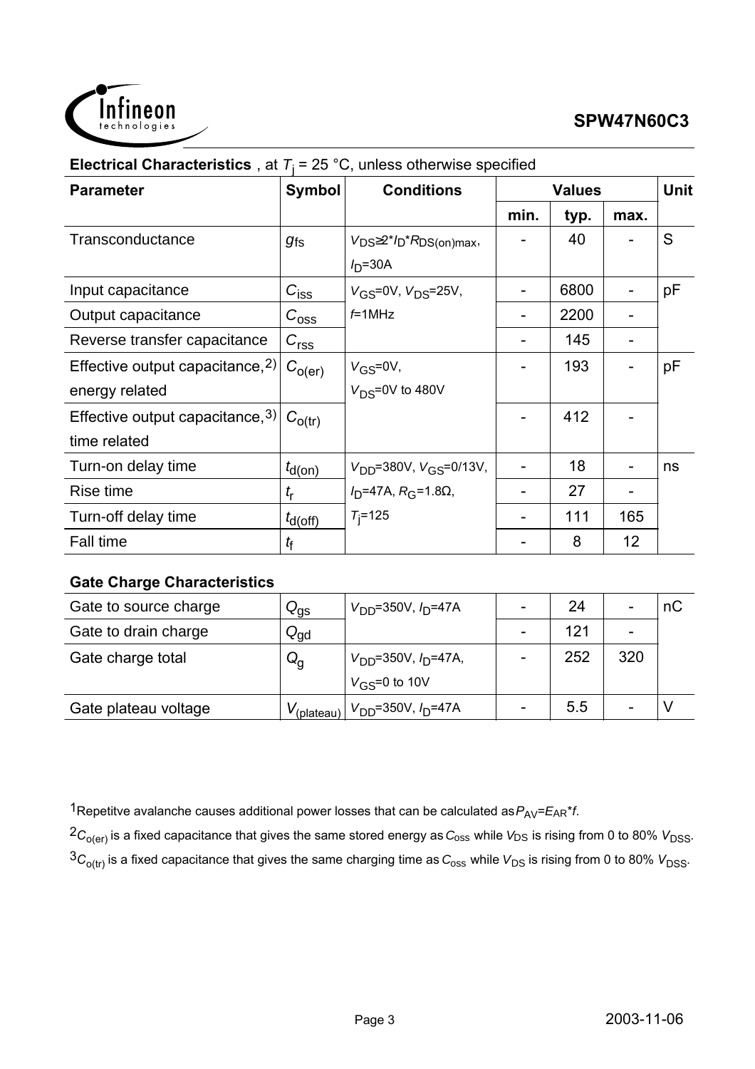**Electrical Characteristics** , at $T_j$ = 25 °C, unless otherwise specified

| Parameter | Symbol | Conditions | Values | | | Unit |
|---|---|---|---|---|---|---|
| | | | min. | typ. | max. | |
| Transconductance | $g_{fs}$ | $V_{DS}$≥2*$I_D$*$R_{DS(on)max}$, $I_D$=30A | - | 40 | - | S |
| Input capacitance | $C_{iss}$ | $V_{GS}$=0V, $V_{DS}$=25V, $f$=1MHz | - | 6800 | - | pF |
| Output capacitance | $C_{oss}$ | | - | 2200 | - | |
| Reverse transfer capacitance | $C_{rss}$ | | - | 145 | - | |
| Effective output capacitance,[2] energy related | $C_{o(er)}$ | $V_{GS}$=0V, $V_{DS}$=0V to 480V | - | 193 | - | pF |
| Effective output capacitance,[3] time related | $C_{o(tr)}$ | | - | 412 | - | |
| Turn-on delay time | $t_{d(on)}$ | $V_{DD}$=380V, $V_{GS}$=0/13V, $I_D$=47A, $R_G$=1.8Ω, $T_j$=125 | - | 18 | - | ns |
| Rise time | $t_r$ | | - | 27 | - | |
| Turn-off delay time | $t_{d(off)}$ | | - | 111 | 165 | |
| Fall time | $t_f$ | | - | 8 | 12 | |

**Gate Charge Characteristics**

| Parameter | Symbol | Conditions | min. | typ. | max. | Unit |
|---|---|---|---|---|---|---|
| Gate to source charge | $Q_{gs}$ | $V_{DD}$=350V, $I_D$=47A | - | 24 | - | nC |
| Gate to drain charge | $Q_{gd}$ | | - | 121 | - | |
| Gate charge total | $Q_g$ | $V_{DD}$=350V, $I_D$=47A, $V_{GS}$=0 to 10V | - | 252 | 320 | |
| Gate plateau voltage | $V_{(plateau)}$ | $V_{DD}$=350V, $I_D$=47A | - | 5.5 | - | V |

[1]Repetitve avalanche causes additional power losses that can be calculated as $P_{AV}$=$E_{AR}$*$f$.

[2]$C_{o(er)}$ is a fixed capacitance that gives the same stored energy as $C_{oss}$ while $V_{DS}$ is rising from 0 to 80% $V_{DSS}$.

[3]$C_{o(tr)}$ is a fixed capacitance that gives the same charging time as $C_{oss}$ while $V_{DS}$ is rising from 0 to 80% $V_{DSS}$.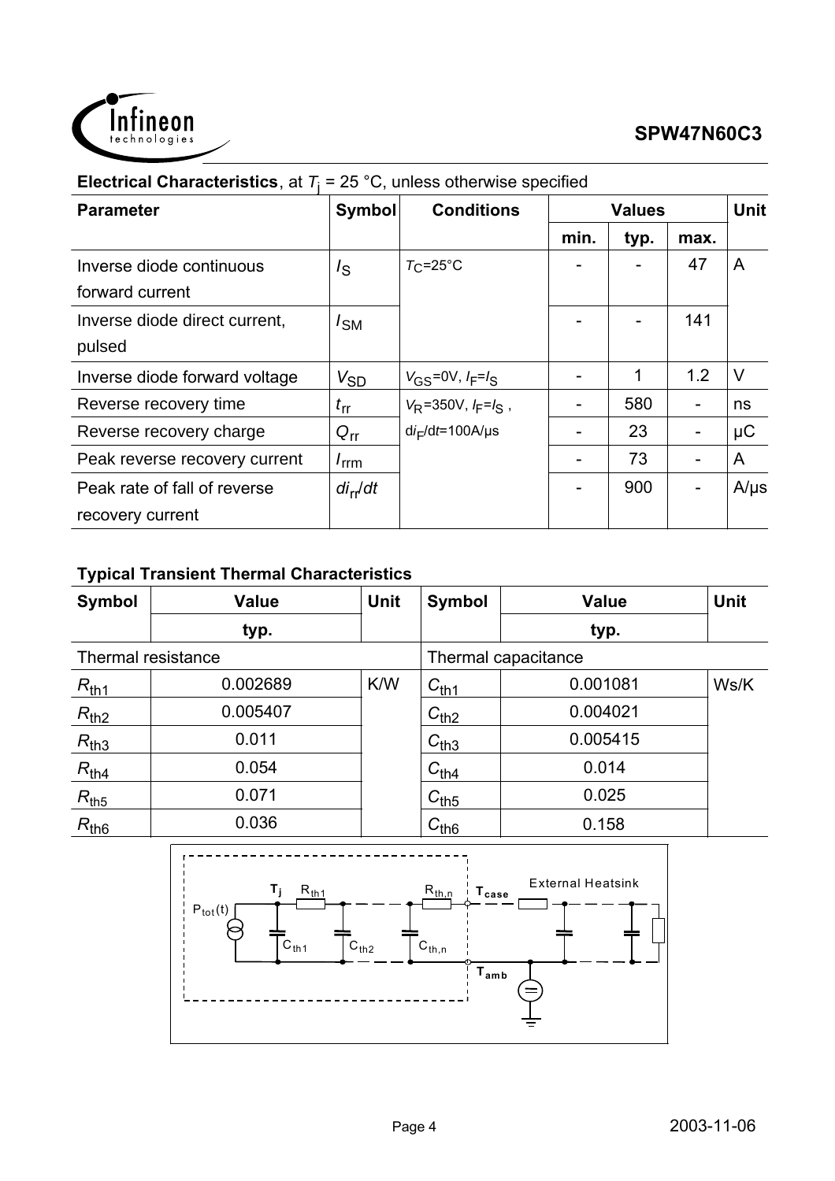**Electrical Characteristics**, at $T_j$ = 25 °C, unless otherwise specified

| Parameter | Symbol | Conditions | Values | | | Unit |
|---|---|---|---|---|---|---|
| | | | min. | typ. | max. | |
| Inverse diode continuous forward current | $I_S$ | $T_C$=25°C | - | - | 47 | A |
| Inverse diode direct current, pulsed | $I_{SM}$ | | - | - | 141 | |
| Inverse diode forward voltage | $V_{SD}$ | $V_{GS}$=0V, $I_F$=$I_S$ | - | 1 | 1.2 | V |
| Reverse recovery time | $t_{rr}$ | $V_R$=350V, $I_F$=$I_S$ , | - | 580 | - | ns |
| Reverse recovery charge | $Q_{rr}$ | $di_F/dt$=100A/µs | - | 23 | - | µC |
| Peak reverse recovery current | $I_{rrm}$ | | - | 73 | - | A |
| Peak rate of fall of reverse recovery current | $di_{rr}/dt$ | | - | 900 | - | A/µs |

**Typical Transient Thermal Characteristics**

| Symbol | Value | Unit | Symbol | Value | Unit |
|---|---|---|---|---|---|
| | typ. | | | typ. | |
| Thermal resistance | | | Thermal capacitance | | |
| $R_{th1}$ | 0.002689 | K/W | $C_{th1}$ | 0.001081 | Ws/K |
| $R_{th2}$ | 0.005407 | | $C_{th2}$ | 0.004021 | |
| $R_{th3}$ | 0.011 | | $C_{th3}$ | 0.005415 | |
| $R_{th4}$ | 0.054 | | $C_{th4}$ | 0.014 | |
| $R_{th5}$ | 0.071 | | $C_{th5}$ | 0.025 | |
| $R_{th6}$ | 0.036 | | $C_{th6}$ | 0.158 | |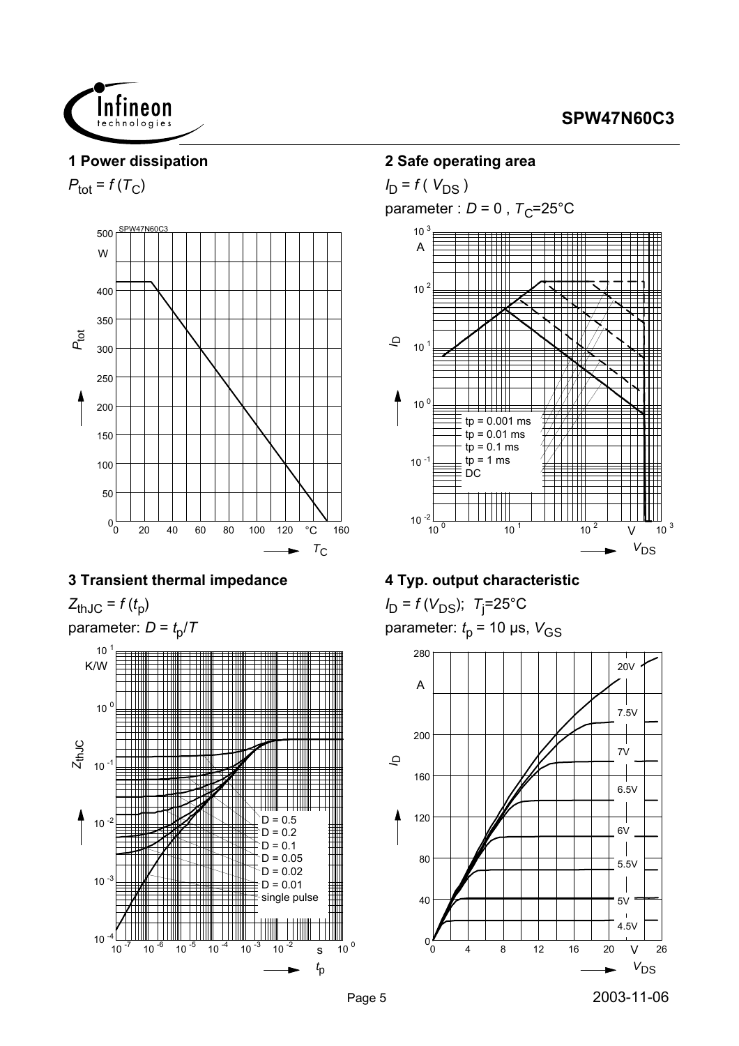## 1 Power dissipation

$P_{tot} = f(T_C)$

SPW47N60C3

$P_{tot}$ (W): 0, 50, 100, 150, 200, 250, 300, 350, 400, 500

$T_C$ (°C): 0, 20, 40, 60, 80, 100, 120, 160

## 2 Safe operating area

$I_D = f(V_{DS})$

parameter : $D = 0$ , $T_C$=25°C

$I_D$ (A): $10^{-2}$, $10^{-1}$, $10^{0}$, $10^{1}$, $10^{2}$, $10^{3}$

$V_{DS}$ (V): $10^{0}$, $10^{1}$, $10^{2}$, $10^{3}$

tp = 0.001 ms
tp = 0.01 ms
tp = 0.1 ms
tp = 1 ms
DC

## 3 Transient thermal impedance

$Z_{thJC} = f(t_p)$

parameter: $D = t_p/T$

$Z_{thJC}$ (K/W): $10^{-4}$, $10^{-3}$, $10^{-2}$, $10^{-1}$, $10^{0}$, $10^{1}$

$t_p$ (s): $10^{-7}$, $10^{-6}$, $10^{-5}$, $10^{-4}$, $10^{-3}$, $10^{-2}$, $10^{0}$

D = 0.5
D = 0.2
D = 0.1
D = 0.05
D = 0.02
D = 0.01
single pulse

## 4 Typ. output characteristic

$I_D = f(V_{DS})$; $T_j$=25°C

parameter: $t_p$ = 10 µs, $V_{GS}$

$I_D$ (A): 0, 40, 80, 120, 160, 200, 280

$V_{DS}$ (V): 0, 4, 8, 12, 16, 20, 26

20V
7.5V
7V
6.5V
6V
5.5V
5V
4.5V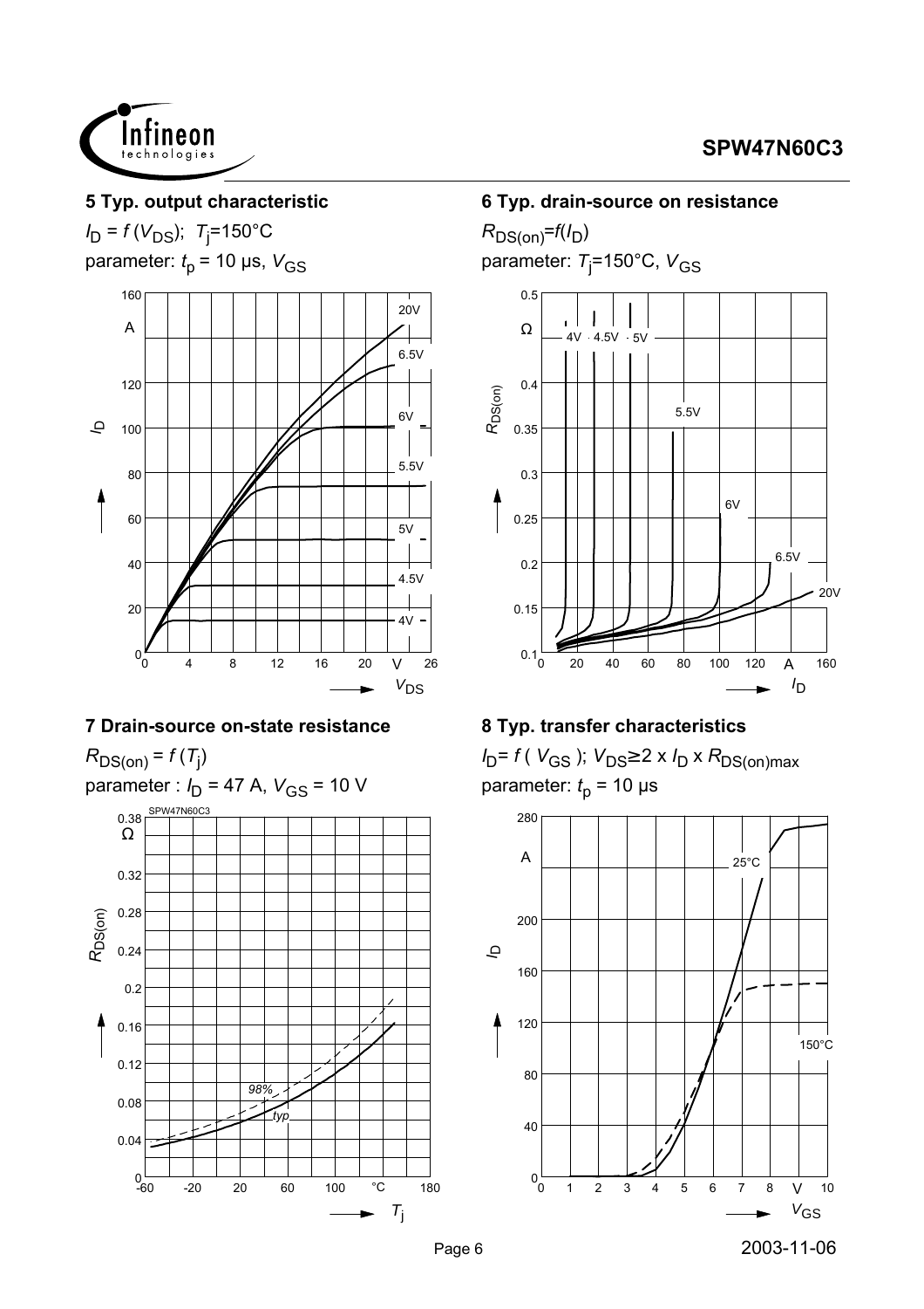### 5 Typ. output characteristic

$I_D = f(V_{DS})$; $T_j$=150°C

parameter: $t_p$ = 10 µs, $V_{GS}$

### 6 Typ. drain-source on resistance

$R_{DS(on)}$=$f(I_D)$

parameter: $T_j$=150°C, $V_{GS}$

### 7 Drain-source on-state resistance

$R_{DS(on)} = f(T_j)$

parameter : $I_D$ = 47 A, $V_{GS}$ = 10 V

### 8 Typ. transfer characteristics

$I_D= f(V_{GS})$; $V_{DS}$≥2 x $I_D$ x $R_{DS(on)max}$

parameter: $t_p$ = 10 µs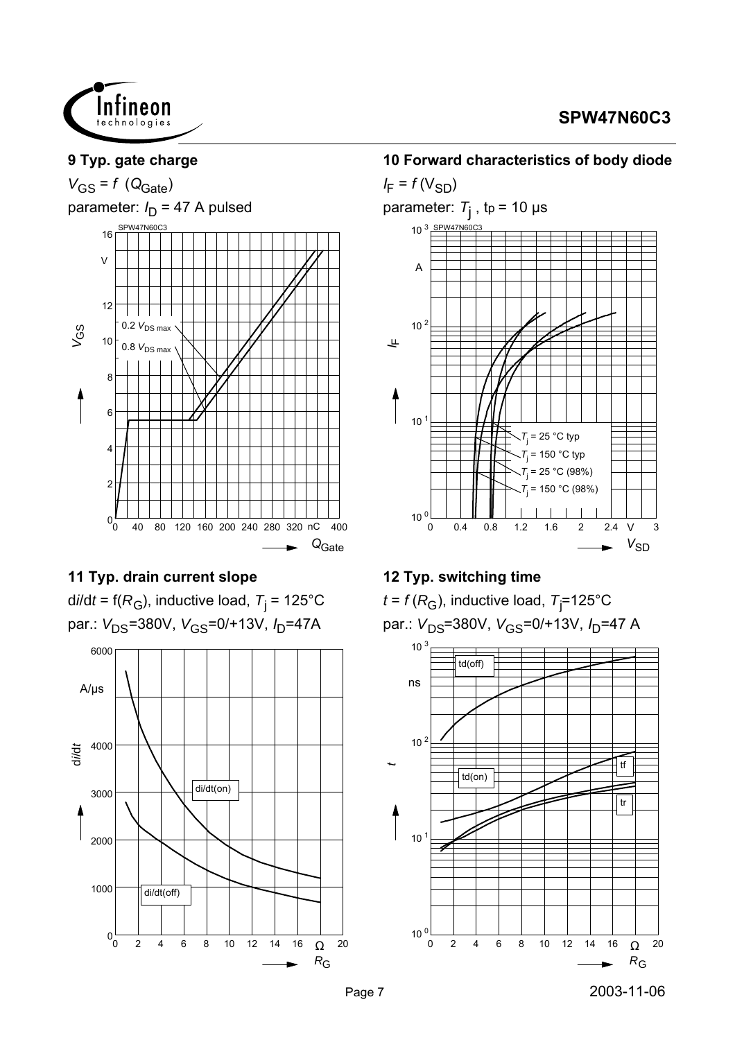### 9 Typ. gate charge

$V_{GS} = f\ (Q_{Gate})$

parameter: $I_D$ = 47 A pulsed

### 10 Forward characteristics of body diode

$I_F = f\ (V_{SD})$

parameter: $T_j$ , tp = 10 µs

### 11 Typ. drain current slope

d$i$/d$t$ = f($R_G$), inductive load, $T_j$ = 125°C

par.: $V_{DS}$=380V, $V_{GS}$=0/+13V, $I_D$=47A

### 12 Typ. switching time

$t = f\ (R_G)$, inductive load, $T_j$=125°C

par.: $V_{DS}$=380V, $V_{GS}$=0/+13V, $I_D$=47 A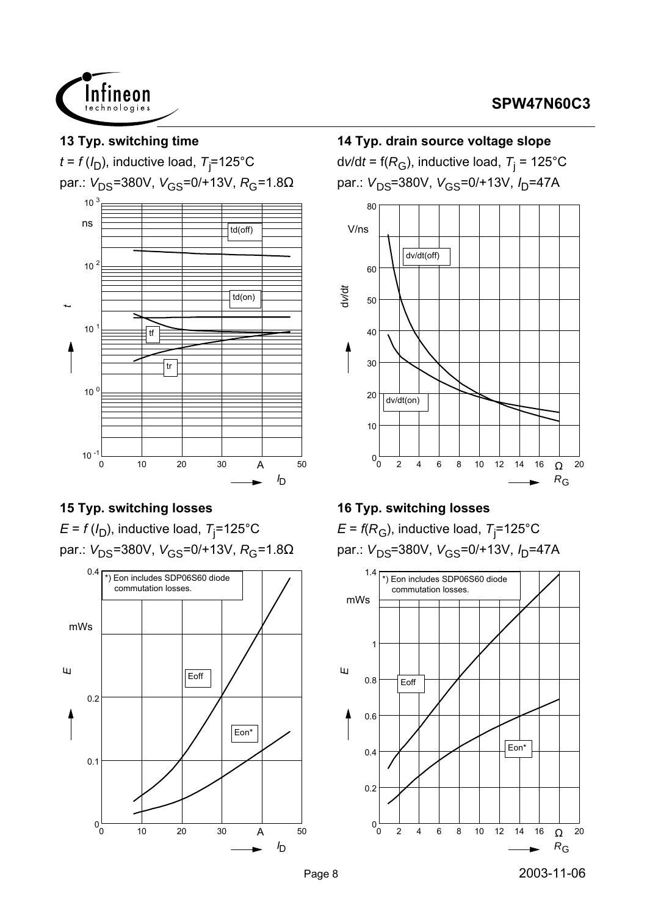**13 Typ. switching time**

$t = f(I_D)$, inductive load, $T_j$=125°C

par.: $V_{DS}$=380V, $V_{GS}$=0/+13V, $R_G$=1.8Ω

**14 Typ. drain source voltage slope**

$dv/dt = f(R_G)$, inductive load, $T_j$ = 125°C

par.: $V_{DS}$=380V, $V_{GS}$=0/+13V, $I_D$=47A

**15 Typ. switching losses**

$E = f(I_D)$, inductive load, $T_j$=125°C

par.: $V_{DS}$=380V, $V_{GS}$=0/+13V, $R_G$=1.8Ω

*) Eon includes SDP06S60 diode commutation losses.

**16 Typ. switching losses**

$E = f(R_G)$, inductive load, $T_j$=125°C

par.: $V_{DS}$=380V, $V_{GS}$=0/+13V, $I_D$=47A

*) Eon includes SDP06S60 diode commutation losses.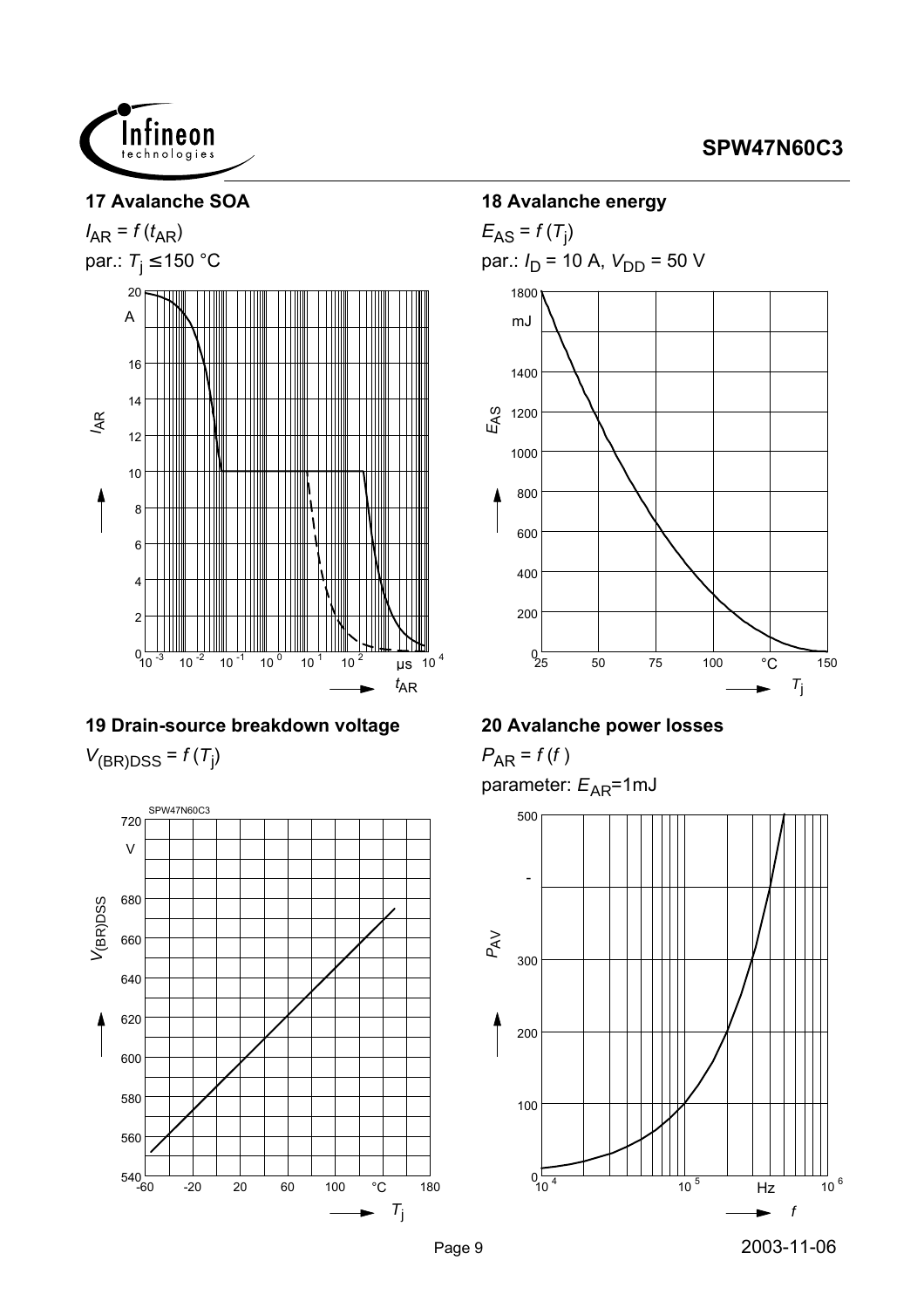### 17 Avalanche SOA

$I_{AR} = f(t_{AR})$

par.: $T_j \leq 150$ °C

### 18 Avalanche energy

$E_{AS} = f(T_j)$

par.: $I_D = 10$ A, $V_{DD} = 50$ V

### 19 Drain-source breakdown voltage

$V_{(BR)DSS} = f(T_j)$

### 20 Avalanche power losses

$P_{AR} = f(f)$

parameter: $E_{AR}$=1mJ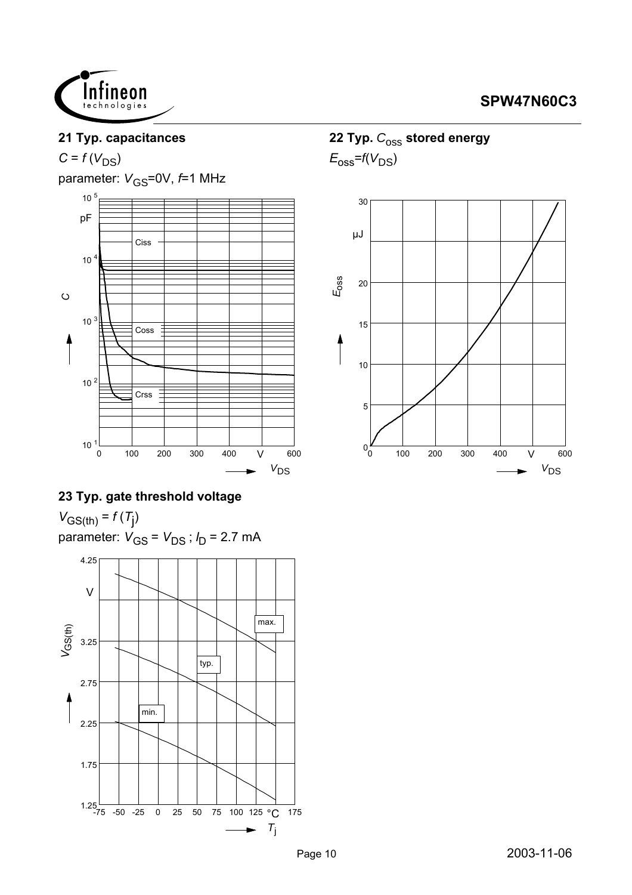## 21 Typ. capacitances

$C = f(V_{DS})$

parameter: $V_{GS}$=0V, $f$=1 MHz

## 22 Typ. $C_{oss}$ stored energy

$E_{oss}=f(V_{DS})$

## 23 Typ. gate threshold voltage

$V_{GS(th)} = f(T_j)$

parameter: $V_{GS} = V_{DS}$ ; $I_D$ = 2.7 mA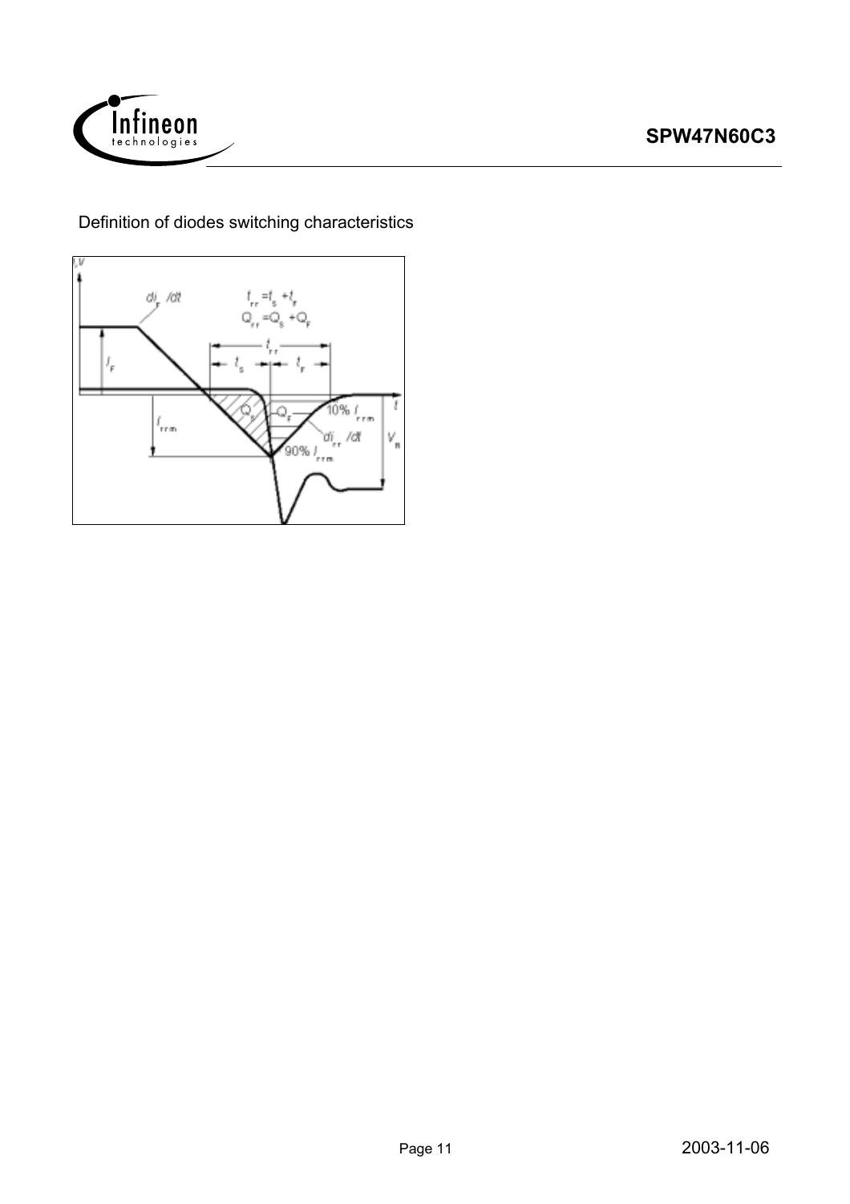Definition of diodes switching characteristics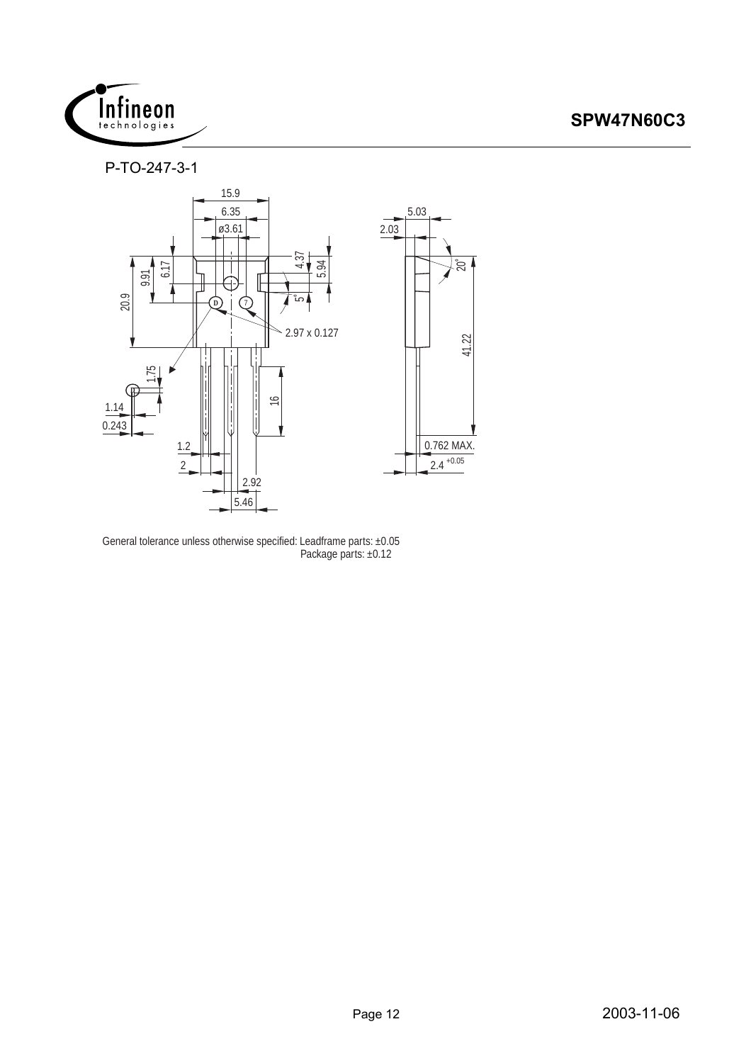P-TO-247-3-1

General tolerance unless otherwise specified: Leadframe parts: ±0.05
Package parts: ±0.12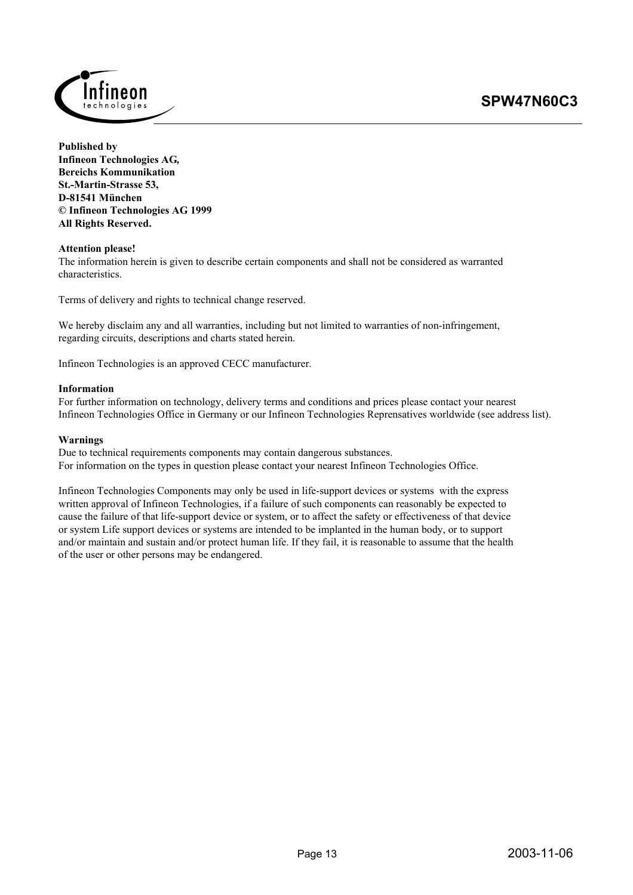**Published by**
**Infineon Technologies AG,**
**Bereichs Kommunikation**
**St.-Martin-Strasse 53,**
**D-81541 München**
**© Infineon Technologies AG 1999**
**All Rights Reserved.**

**Attention please!**
The information herein is given to describe certain components and shall not be considered as warranted characteristics.

Terms of delivery and rights to technical change reserved.

We hereby disclaim any and all warranties, including but not limited to warranties of non-infringement, regarding circuits, descriptions and charts stated herein.

Infineon Technologies is an approved CECC manufacturer.

**Information**
For further information on technology, delivery terms and conditions and prices please contact your nearest Infineon Technologies Office in Germany or our Infineon Technologies Reprensatives worldwide (see address list).

**Warnings**
Due to technical requirements components may contain dangerous substances.
For information on the types in question please contact your nearest Infineon Technologies Office.

Infineon Technologies Components may only be used in life-support devices or systems with the express written approval of Infineon Technologies, if a failure of such components can reasonably be expected to cause the failure of that life-support device or system, or to affect the safety or effectiveness of that device or system Life support devices or systems are intended to be implanted in the human body, or to support and/or maintain and sustain and/or protect human life. If they fail, it is reasonable to assume that the health of the user or other persons may be endangered.